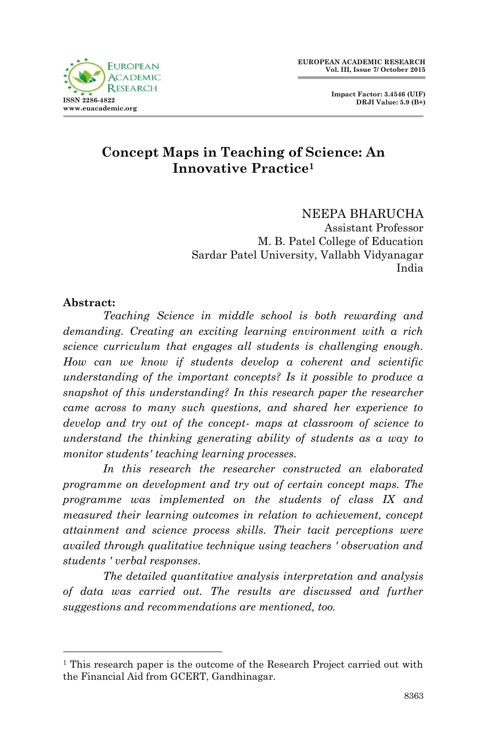# Concept Maps in Teaching of Science: An Innovative Practice[1]

NEEPA BHARUCHA
Assistant Professor
M. B. Patel College of Education
Sardar Patel University, Vallabh Vidyanagar
India

**Abstract:**

*Teaching Science in middle school is both rewarding and demanding. Creating an exciting learning environment with a rich science curriculum that engages all students is challenging enough. How can we know if students develop a coherent and scientific understanding of the important concepts? Is it possible to produce a snapshot of this understanding? In this research paper the researcher came across to many such questions, and shared her experience to develop and try out of the concept- maps at classroom of science to understand the thinking generating ability of students as a way to monitor students' teaching learning processes.*

*In this research the researcher constructed an elaborated programme on development and try out of certain concept maps. The programme was implemented on the students of class IX and measured their learning outcomes in relation to achievement, concept attainment and science process skills. Their tacit perceptions were availed through qualitative technique using teachers ' observation and students ' verbal responses.*

*The detailed quantitative analysis interpretation and analysis of data was carried out. The results are discussed and further suggestions and recommendations are mentioned, too.*

---

[1] This research paper is the outcome of the Research Project carried out with the Financial Aid from GCERT, Gandhinagar.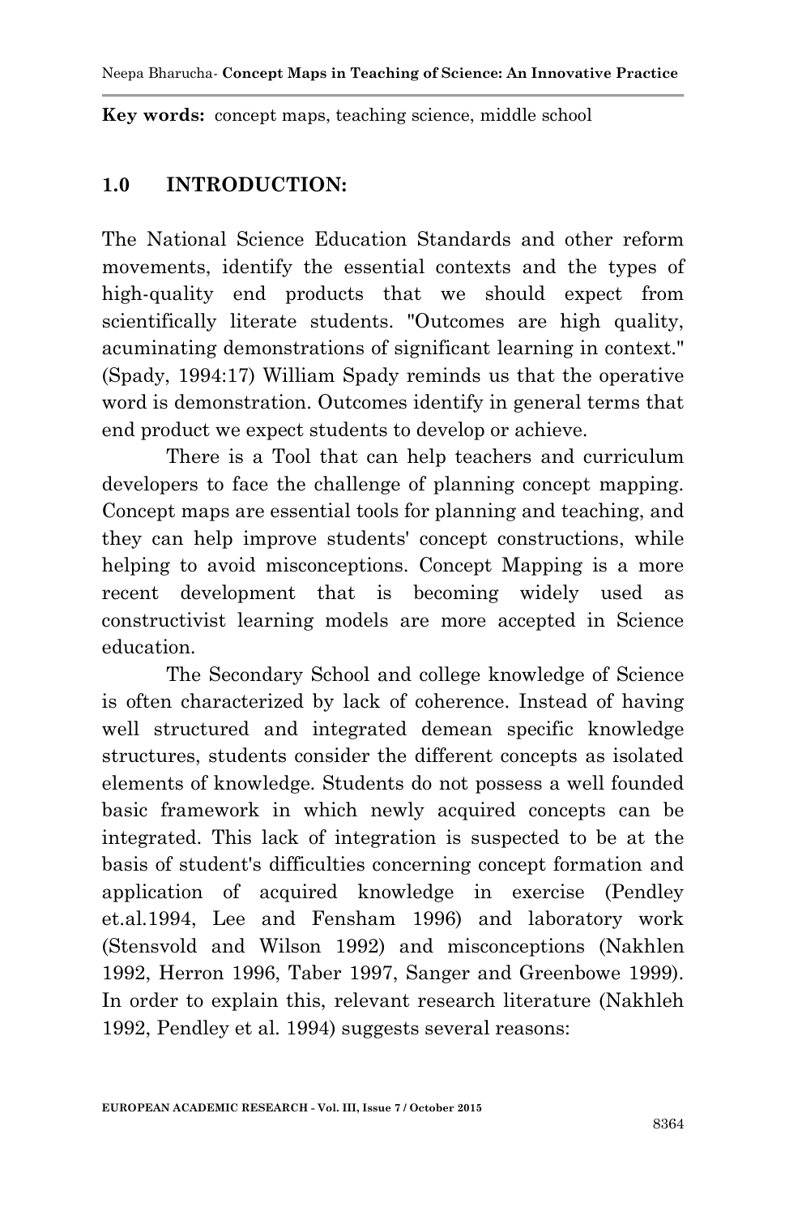**Key words:** concept maps, teaching science, middle school

## 1.0 INTRODUCTION:

The National Science Education Standards and other reform movements, identify the essential contexts and the types of high-quality end products that we should expect from scientifically literate students. "Outcomes are high quality, acuminating demonstrations of significant learning in context." (Spady, 1994:17) William Spady reminds us that the operative word is demonstration. Outcomes identify in general terms that end product we expect students to develop or achieve.

There is a Tool that can help teachers and curriculum developers to face the challenge of planning concept mapping. Concept maps are essential tools for planning and teaching, and they can help improve students' concept constructions, while helping to avoid misconceptions. Concept Mapping is a more recent development that is becoming widely used as constructivist learning models are more accepted in Science education.

The Secondary School and college knowledge of Science is often characterized by lack of coherence. Instead of having well structured and integrated demean specific knowledge structures, students consider the different concepts as isolated elements of knowledge. Students do not possess a well founded basic framework in which newly acquired concepts can be integrated. This lack of integration is suspected to be at the basis of student's difficulties concerning concept formation and application of acquired knowledge in exercise (Pendley et.al.1994, Lee and Fensham 1996) and laboratory work (Stensvold and Wilson 1992) and misconceptions (Nakhlen 1992, Herron 1996, Taber 1997, Sanger and Greenbowe 1999). In order to explain this, relevant research literature (Nakhleh 1992, Pendley et al. 1994) suggests several reasons: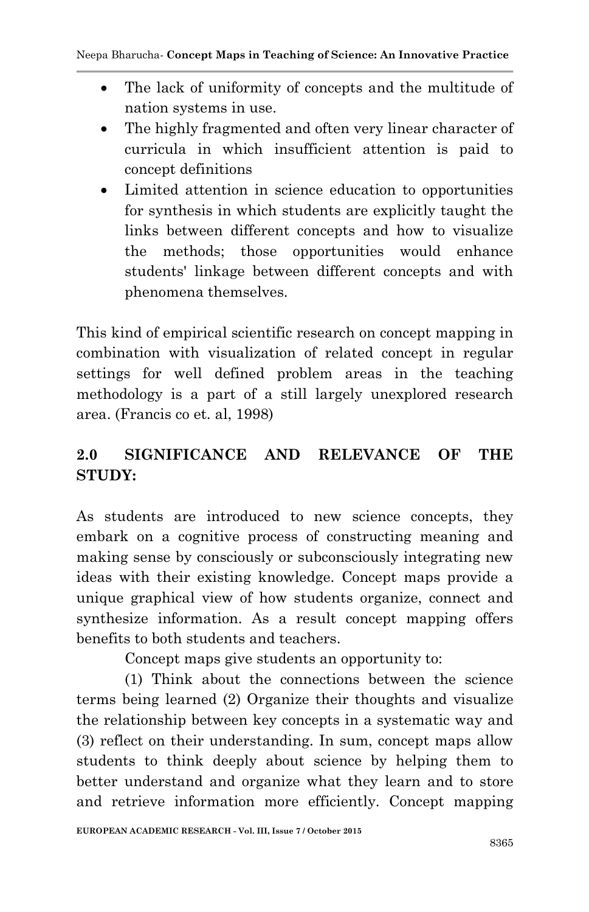- The lack of uniformity of concepts and the multitude of nation systems in use.
- The highly fragmented and often very linear character of curricula in which insufficient attention is paid to concept definitions
- Limited attention in science education to opportunities for synthesis in which students are explicitly taught the links between different concepts and how to visualize the methods; those opportunities would enhance students' linkage between different concepts and with phenomena themselves.

This kind of empirical scientific research on concept mapping in combination with visualization of related concept in regular settings for well defined problem areas in the teaching methodology is a part of a still largely unexplored research area. (Francis co et. al, 1998)

## 2.0 SIGNIFICANCE AND RELEVANCE OF THE STUDY:

As students are introduced to new science concepts, they embark on a cognitive process of constructing meaning and making sense by consciously or subconsciously integrating new ideas with their existing knowledge. Concept maps provide a unique graphical view of how students organize, connect and synthesize information. As a result concept mapping offers benefits to both students and teachers.

Concept maps give students an opportunity to:

(1) Think about the connections between the science terms being learned (2) Organize their thoughts and visualize the relationship between key concepts in a systematic way and (3) reflect on their understanding. In sum, concept maps allow students to think deeply about science by helping them to better understand and organize what they learn and to store and retrieve information more efficiently. Concept mapping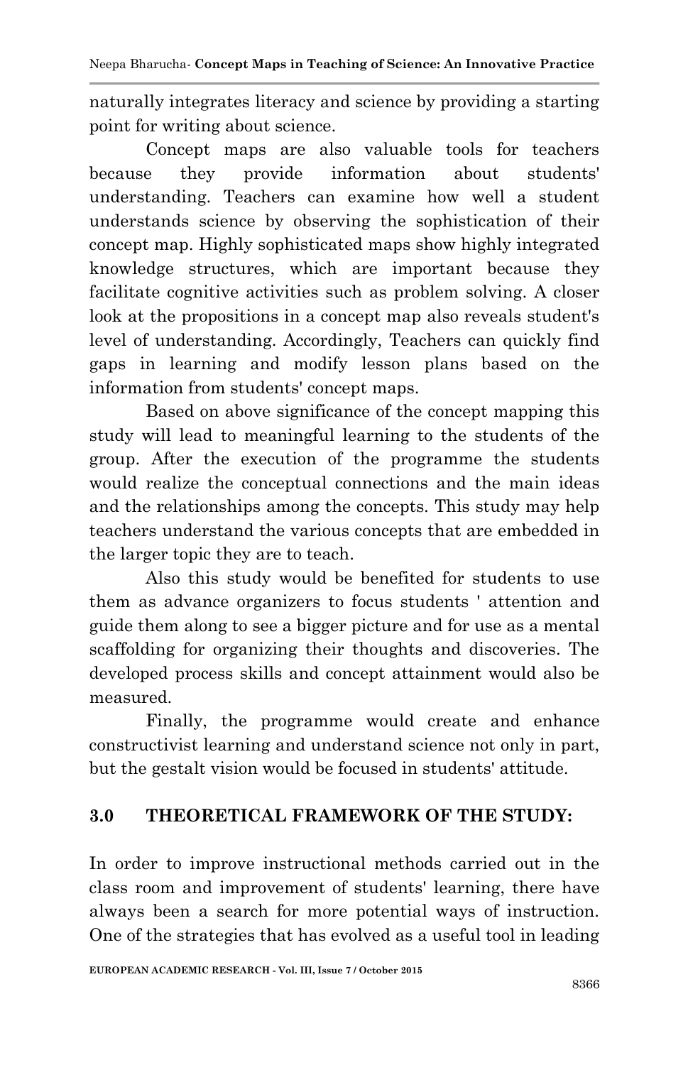naturally integrates literacy and science by providing a starting point for writing about science.

Concept maps are also valuable tools for teachers because they provide information about students' understanding. Teachers can examine how well a student understands science by observing the sophistication of their concept map. Highly sophisticated maps show highly integrated knowledge structures, which are important because they facilitate cognitive activities such as problem solving. A closer look at the propositions in a concept map also reveals student's level of understanding. Accordingly, Teachers can quickly find gaps in learning and modify lesson plans based on the information from students' concept maps.

Based on above significance of the concept mapping this study will lead to meaningful learning to the students of the group. After the execution of the programme the students would realize the conceptual connections and the main ideas and the relationships among the concepts. This study may help teachers understand the various concepts that are embedded in the larger topic they are to teach.

Also this study would be benefited for students to use them as advance organizers to focus students ' attention and guide them along to see a bigger picture and for use as a mental scaffolding for organizing their thoughts and discoveries. The developed process skills and concept attainment would also be measured.

Finally, the programme would create and enhance constructivist learning and understand science not only in part, but the gestalt vision would be focused in students' attitude.

## 3.0 THEORETICAL FRAMEWORK OF THE STUDY:

In order to improve instructional methods carried out in the class room and improvement of students' learning, there have always been a search for more potential ways of instruction. One of the strategies that has evolved as a useful tool in leading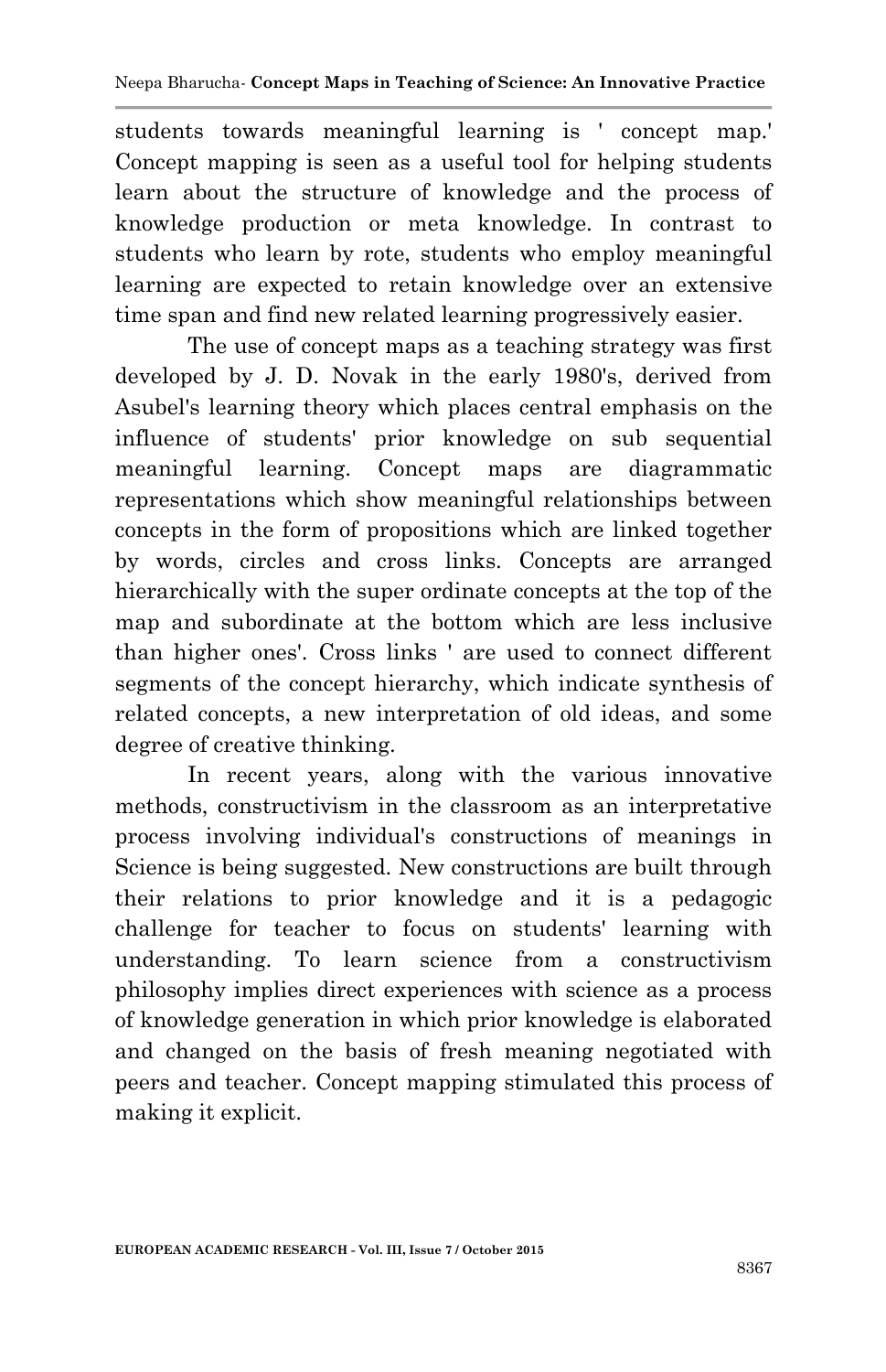students towards meaningful learning is ' concept map.' Concept mapping is seen as a useful tool for helping students learn about the structure of knowledge and the process of knowledge production or meta knowledge. In contrast to students who learn by rote, students who employ meaningful learning are expected to retain knowledge over an extensive time span and find new related learning progressively easier.

The use of concept maps as a teaching strategy was first developed by J. D. Novak in the early 1980's, derived from Asubel's learning theory which places central emphasis on the influence of students' prior knowledge on sub sequential meaningful learning. Concept maps are diagrammatic representations which show meaningful relationships between concepts in the form of propositions which are linked together by words, circles and cross links. Concepts are arranged hierarchically with the super ordinate concepts at the top of the map and subordinate at the bottom which are less inclusive than higher ones'. Cross links ' are used to connect different segments of the concept hierarchy, which indicate synthesis of related concepts, a new interpretation of old ideas, and some degree of creative thinking.

In recent years, along with the various innovative methods, constructivism in the classroom as an interpretative process involving individual's constructions of meanings in Science is being suggested. New constructions are built through their relations to prior knowledge and it is a pedagogic challenge for teacher to focus on students' learning with understanding. To learn science from a constructivism philosophy implies direct experiences with science as a process of knowledge generation in which prior knowledge is elaborated and changed on the basis of fresh meaning negotiated with peers and teacher. Concept mapping stimulated this process of making it explicit.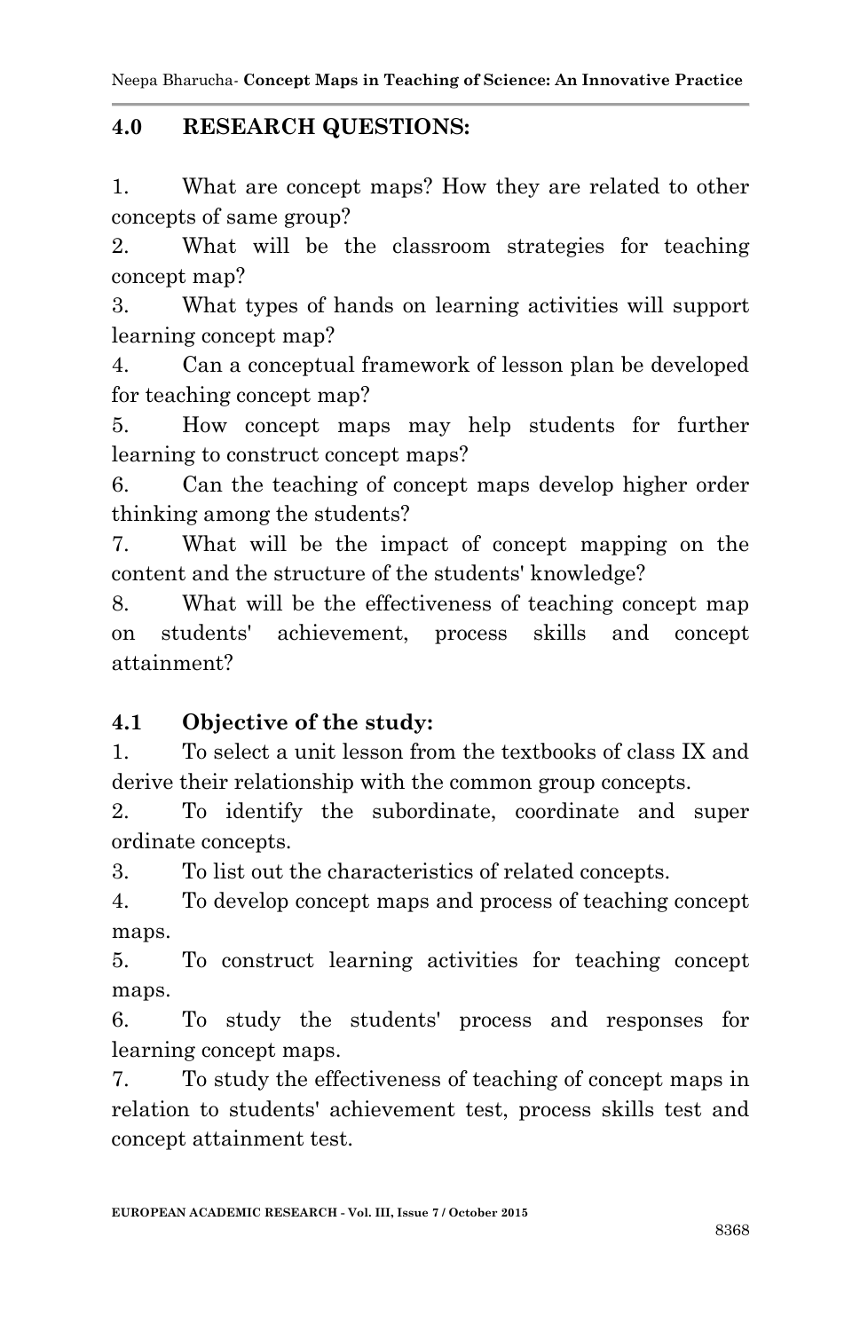## 4.0 RESEARCH QUESTIONS:

1. What are concept maps? How they are related to other concepts of same group?
2. What will be the classroom strategies for teaching concept map?
3. What types of hands on learning activities will support learning concept map?
4. Can a conceptual framework of lesson plan be developed for teaching concept map?
5. How concept maps may help students for further learning to construct concept maps?
6. Can the teaching of concept maps develop higher order thinking among the students?
7. What will be the impact of concept mapping on the content and the structure of the students' knowledge?
8. What will be the effectiveness of teaching concept map on students' achievement, process skills and concept attainment?

### 4.1 Objective of the study:

1. To select a unit lesson from the textbooks of class IX and derive their relationship with the common group concepts.
2. To identify the subordinate, coordinate and super ordinate concepts.
3. To list out the characteristics of related concepts.
4. To develop concept maps and process of teaching concept maps.
5. To construct learning activities for teaching concept maps.
6. To study the students' process and responses for learning concept maps.
7. To study the effectiveness of teaching of concept maps in relation to students' achievement test, process skills test and concept attainment test.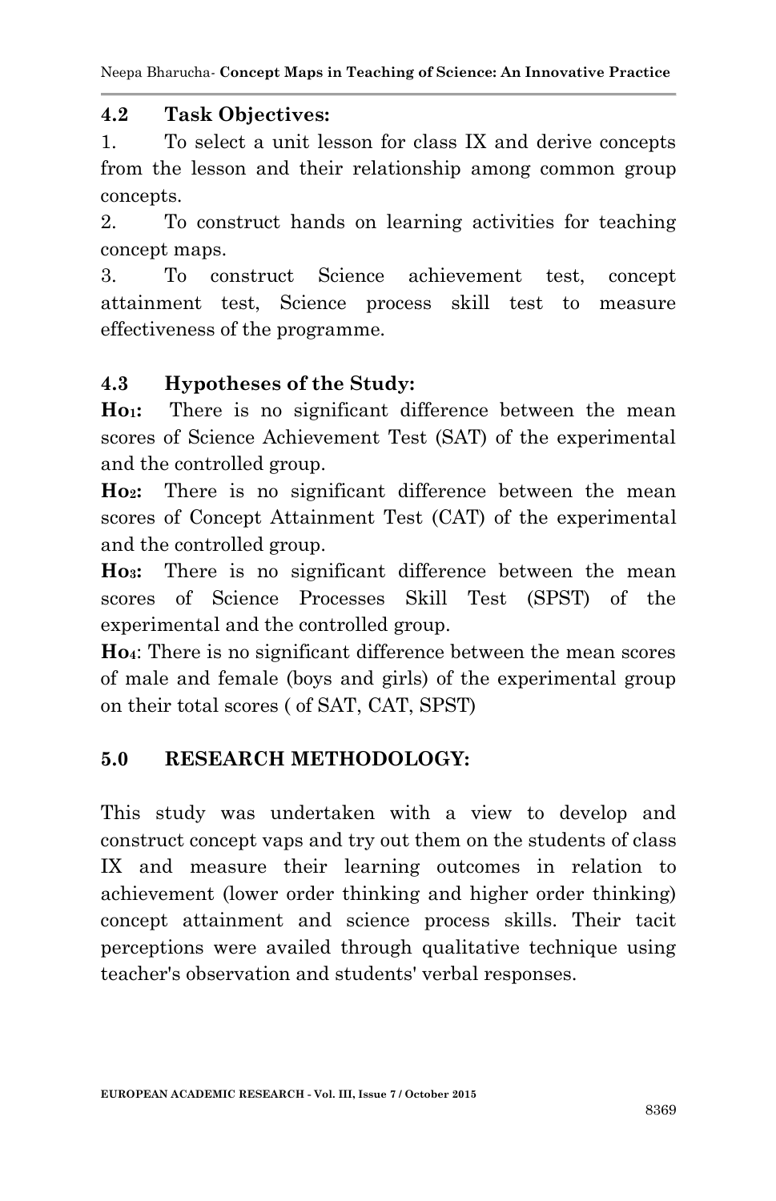### 4.2 Task Objectives:

1. To select a unit lesson for class IX and derive concepts from the lesson and their relationship among common group concepts.
2. To construct hands on learning activities for teaching concept maps.
3. To construct Science achievement test, concept attainment test, Science process skill test to measure effectiveness of the programme.

### 4.3 Hypotheses of the Study:

**$Ho_1$:** There is no significant difference between the mean scores of Science Achievement Test (SAT) of the experimental and the controlled group.

**$Ho_2$:** There is no significant difference between the mean scores of Concept Attainment Test (CAT) of the experimental and the controlled group.

**$Ho_3$:** There is no significant difference between the mean scores of Science Processes Skill Test (SPST) of the experimental and the controlled group.

**$Ho_4$**: There is no significant difference between the mean scores of male and female (boys and girls) of the experimental group on their total scores ( of SAT, CAT, SPST)

## 5.0 RESEARCH METHODOLOGY:

This study was undertaken with a view to develop and construct concept vaps and try out them on the students of class IX and measure their learning outcomes in relation to achievement (lower order thinking and higher order thinking) concept attainment and science process skills. Their tacit perceptions were availed through qualitative technique using teacher's observation and students' verbal responses.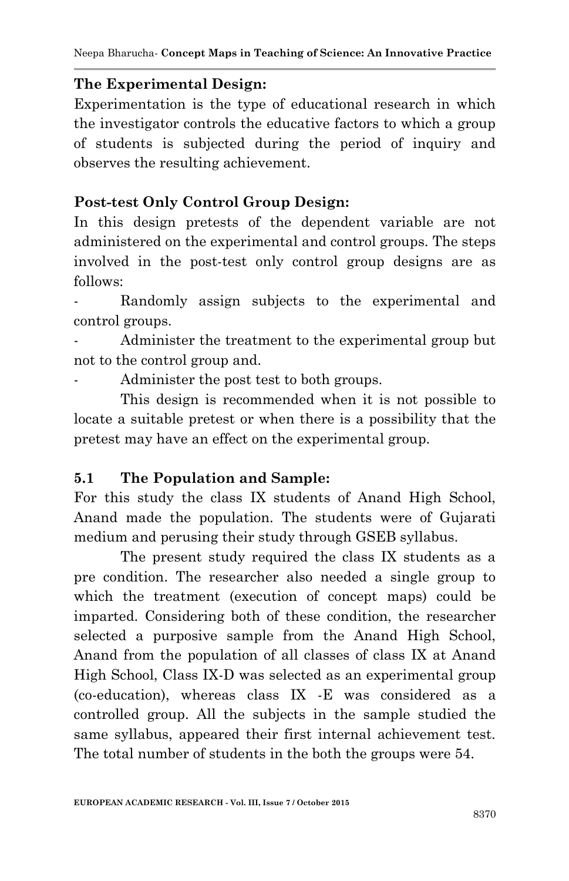**The Experimental Design:**

Experimentation is the type of educational research in which the investigator controls the educative factors to which a group of students is subjected during the period of inquiry and observes the resulting achievement.

**Post-test Only Control Group Design:**

In this design pretests of the dependent variable are not administered on the experimental and control groups. The steps involved in the post-test only control group designs are as follows:

- Randomly assign subjects to the experimental and control groups.
- Administer the treatment to the experimental group but not to the control group and.
- Administer the post test to both groups.

This design is recommended when it is not possible to locate a suitable pretest or when there is a possibility that the pretest may have an effect on the experimental group.

**5.1 The Population and Sample:**

For this study the class IX students of Anand High School, Anand made the population. The students were of Gujarati medium and perusing their study through GSEB syllabus.

The present study required the class IX students as a pre condition. The researcher also needed a single group to which the treatment (execution of concept maps) could be imparted. Considering both of these condition, the researcher selected a purposive sample from the Anand High School, Anand from the population of all classes of class IX at Anand High School, Class IX-D was selected as an experimental group (co-education), whereas class IX -E was considered as a controlled group. All the subjects in the sample studied the same syllabus, appeared their first internal achievement test. The total number of students in the both the groups were 54.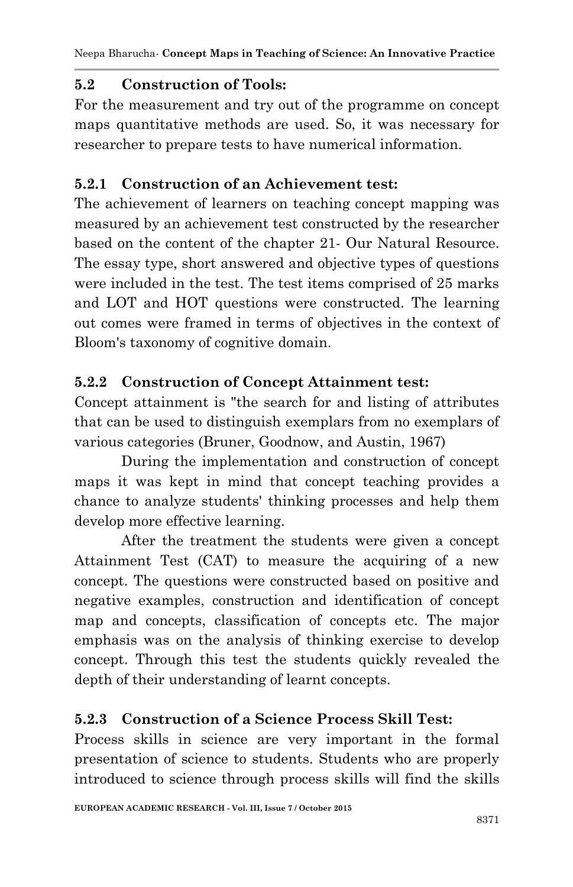### 5.2 Construction of Tools:

For the measurement and try out of the programme on concept maps quantitative methods are used. So, it was necessary for researcher to prepare tests to have numerical information.

#### 5.2.1 Construction of an Achievement test:

The achievement of learners on teaching concept mapping was measured by an achievement test constructed by the researcher based on the content of the chapter 21- Our Natural Resource. The essay type, short answered and objective types of questions were included in the test. The test items comprised of 25 marks and LOT and HOT questions were constructed. The learning out comes were framed in terms of objectives in the context of Bloom's taxonomy of cognitive domain.

#### 5.2.2 Construction of Concept Attainment test:

Concept attainment is "the search for and listing of attributes that can be used to distinguish exemplars from no exemplars of various categories (Bruner, Goodnow, and Austin, 1967)

During the implementation and construction of concept maps it was kept in mind that concept teaching provides a chance to analyze students' thinking processes and help them develop more effective learning.

After the treatment the students were given a concept Attainment Test (CAT) to measure the acquiring of a new concept. The questions were constructed based on positive and negative examples, construction and identification of concept map and concepts, classification of concepts etc. The major emphasis was on the analysis of thinking exercise to develop concept. Through this test the students quickly revealed the depth of their understanding of learnt concepts.

#### 5.2.3 Construction of a Science Process Skill Test:

Process skills in science are very important in the formal presentation of science to students. Students who are properly introduced to science through process skills will find the skills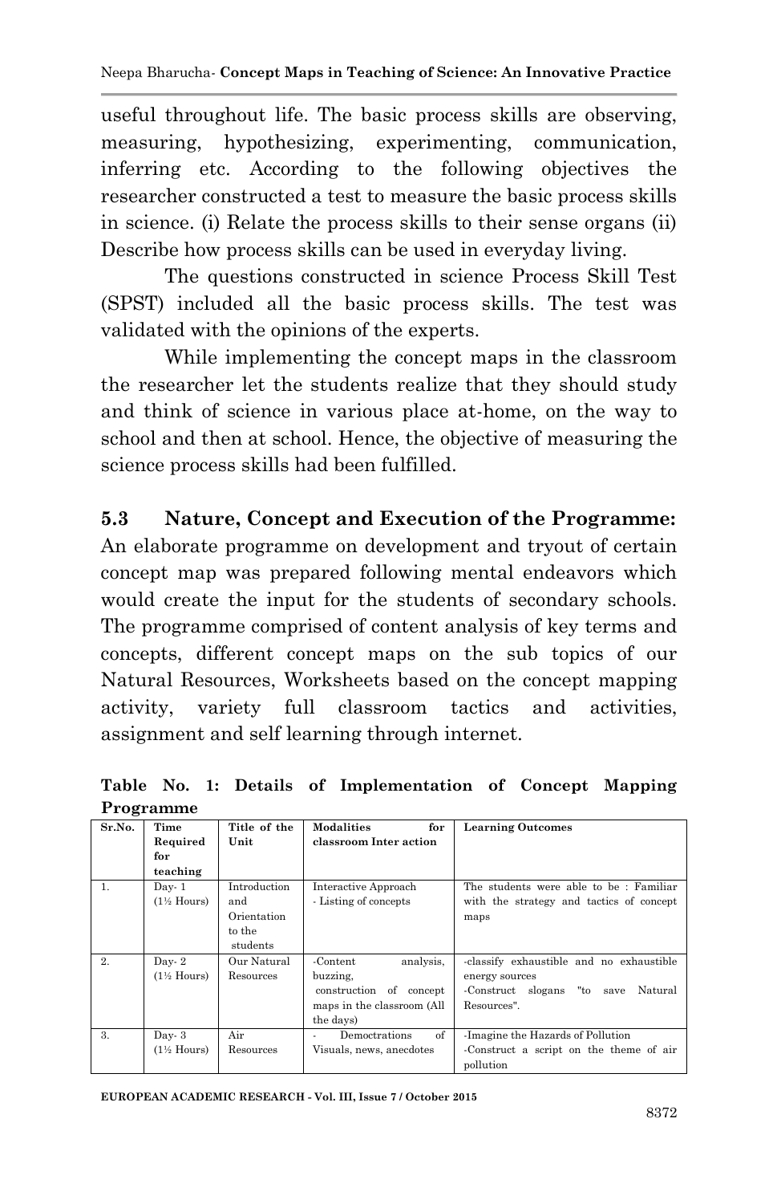useful throughout life. The basic process skills are observing, measuring, hypothesizing, experimenting, communication, inferring etc. According to the following objectives the researcher constructed a test to measure the basic process skills in science. (i) Relate the process skills to their sense organs (ii) Describe how process skills can be used in everyday living.

The questions constructed in science Process Skill Test (SPST) included all the basic process skills. The test was validated with the opinions of the experts.

While implementing the concept maps in the classroom the researcher let the students realize that they should study and think of science in various place at-home, on the way to school and then at school. Hence, the objective of measuring the science process skills had been fulfilled.

## 5.3 Nature, Concept and Execution of the Programme:

An elaborate programme on development and tryout of certain concept map was prepared following mental endeavors which would create the input for the students of secondary schools. The programme comprised of content analysis of key terms and concepts, different concept maps on the sub topics of our Natural Resources, Worksheets based on the concept mapping activity, variety full classroom tactics and activities, assignment and self learning through internet.

**Table No. 1: Details of Implementation of Concept Mapping Programme**

| Sr.No. | Time Required for teaching | Title of the Unit | Modalities for classroom Inter action | Learning Outcomes |
|---|---|---|---|---|
| 1. | Day- 1 (1½ Hours) | Introduction and Orientation to the students | Interactive Approach - Listing of concepts | The students were able to be : Familiar with the strategy and tactics of concept maps |
| 2. | Day- 2 (1½ Hours) | Our Natural Resources | -Content analysis, buzzing, construction of concept maps in the classroom (All the days) | -classify exhaustible and no exhaustible energy sources -Construct slogans "to save Natural Resources". |
| 3. | Day- 3 (1½ Hours) | Air Resources | - Democtrations of Visuals, news, anecdotes | -Imagine the Hazards of Pollution -Construct a script on the theme of air pollution |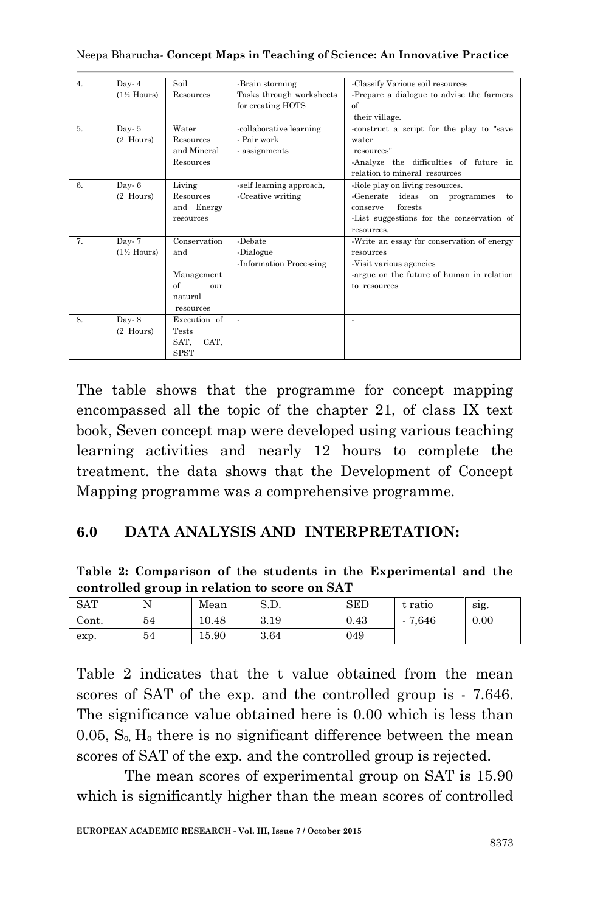| 4. | Day- 4 (1½ Hours) | Soil Resources | -Brain storming Tasks through worksheets for creating HOTS | -Classify Various soil resources -Prepare a dialogue to advise the farmers of their village. |
|---|---|---|---|---|
| 5. | Day- 5 (2 Hours) | Water Resources and Mineral Resources | -collaborative learning - Pair work - assignments | -construct a script for the play to "save water resources" -Analyze the difficulties of future in relation to mineral resources |
| 6. | Day- 6 (2 Hours) | Living Resources and Energy resources | -self learning approach, -Creative writing | -Role play on living resources. -Generate ideas on programmes to conserve forests -List suggestions for the conservation of resources. |
| 7. | Day- 7 (1½ Hours) | Conservation and Management of our natural resources | -Debate -Dialogue -Information Processing | -Write an essay for conservation of energy resources -Visit various agencies -argue on the future of human in relation to resources |
| 8. | Day- 8 (2 Hours) | Execution of Tests SAT, CAT, SPST | - | - |

The table shows that the programme for concept mapping encompassed all the topic of the chapter 21, of class IX text book, Seven concept map were developed using various teaching learning activities and nearly 12 hours to complete the treatment. the data shows that the Development of Concept Mapping programme was a comprehensive programme.

## 6.0 DATA ANALYSIS AND INTERPRETATION:

**Table 2: Comparison of the students in the Experimental and the controlled group in relation to score on SAT**

| SAT | N | Mean | S.D. | SED | t ratio | sig. |
|---|---|---|---|---|---|---|
| Cont. | 54 | 10.48 | 3.19 | 0.43 | - 7,646 | 0.00 |
| exp. | 54 | 15.90 | 3.64 | 049 | | |

Table 2 indicates that the t value obtained from the mean scores of SAT of the exp. and the controlled group is - 7.646. The significance value obtained here is 0.00 which is less than 0.05, So, $H_o$ there is no significant difference between the mean scores of SAT of the exp. and the controlled group is rejected.

The mean scores of experimental group on SAT is 15.90 which is significantly higher than the mean scores of controlled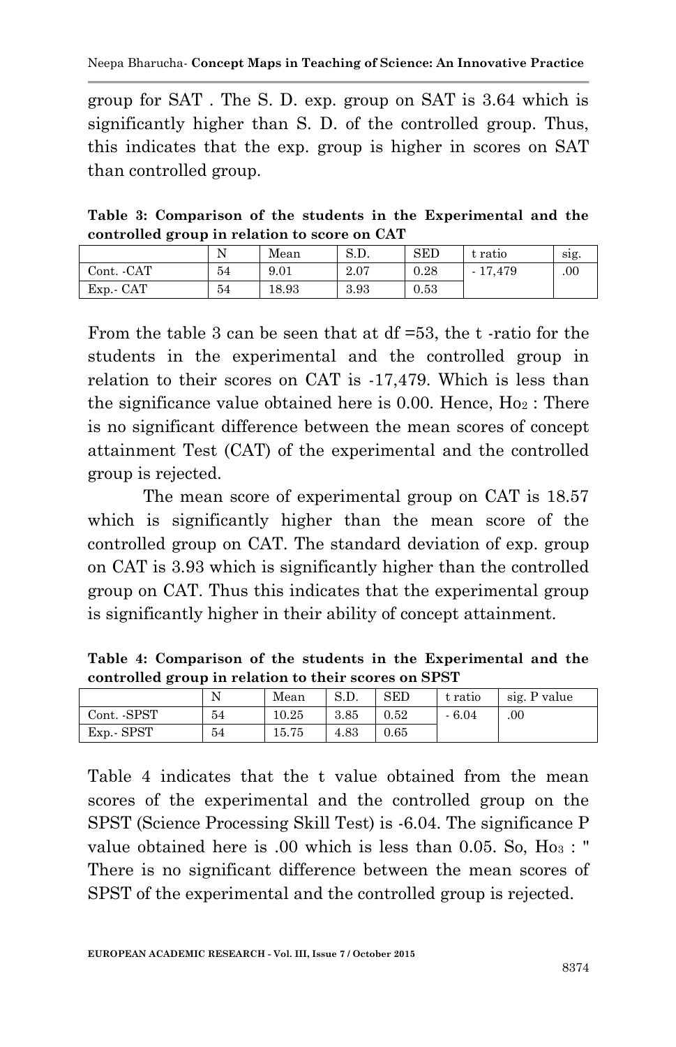group for SAT . The S. D. exp. group on SAT is 3.64 which is significantly higher than S. D. of the controlled group. Thus, this indicates that the exp. group is higher in scores on SAT than controlled group.

**Table 3: Comparison of the students in the Experimental and the controlled group in relation to score on CAT**

| | N | Mean | S.D. | SED | t ratio | sig. |
|---|---|---|---|---|---|---|
| Cont. -CAT | 54 | 9.01 | 2.07 | 0.28 | - 17,479 | .00 |
| Exp.- CAT | 54 | 18.93 | 3.93 | 0.53 | | |

From the table 3 can be seen that at df =53, the t -ratio for the students in the experimental and the controlled group in relation to their scores on CAT is -17,479. Which is less than the significance value obtained here is 0.00. Hence, $Ho_2$ : There is no significant difference between the mean scores of concept attainment Test (CAT) of the experimental and the controlled group is rejected.

The mean score of experimental group on CAT is 18.57 which is significantly higher than the mean score of the controlled group on CAT. The standard deviation of exp. group on CAT is 3.93 which is significantly higher than the controlled group on CAT. Thus this indicates that the experimental group is significantly higher in their ability of concept attainment.

**Table 4: Comparison of the students in the Experimental and the controlled group in relation to their scores on SPST**

| | N | Mean | S.D. | SED | t ratio | sig. P value |
|---|---|---|---|---|---|---|
| Cont. -SPST | 54 | 10.25 | 3.85 | 0.52 | - 6.04 | .00 |
| Exp.- SPST | 54 | 15.75 | 4.83 | 0.65 | | |

Table 4 indicates that the t value obtained from the mean scores of the experimental and the controlled group on the SPST (Science Processing Skill Test) is -6.04. The significance P value obtained here is .00 which is less than 0.05. So, $Ho_3$ : " There is no significant difference between the mean scores of SPST of the experimental and the controlled group is rejected.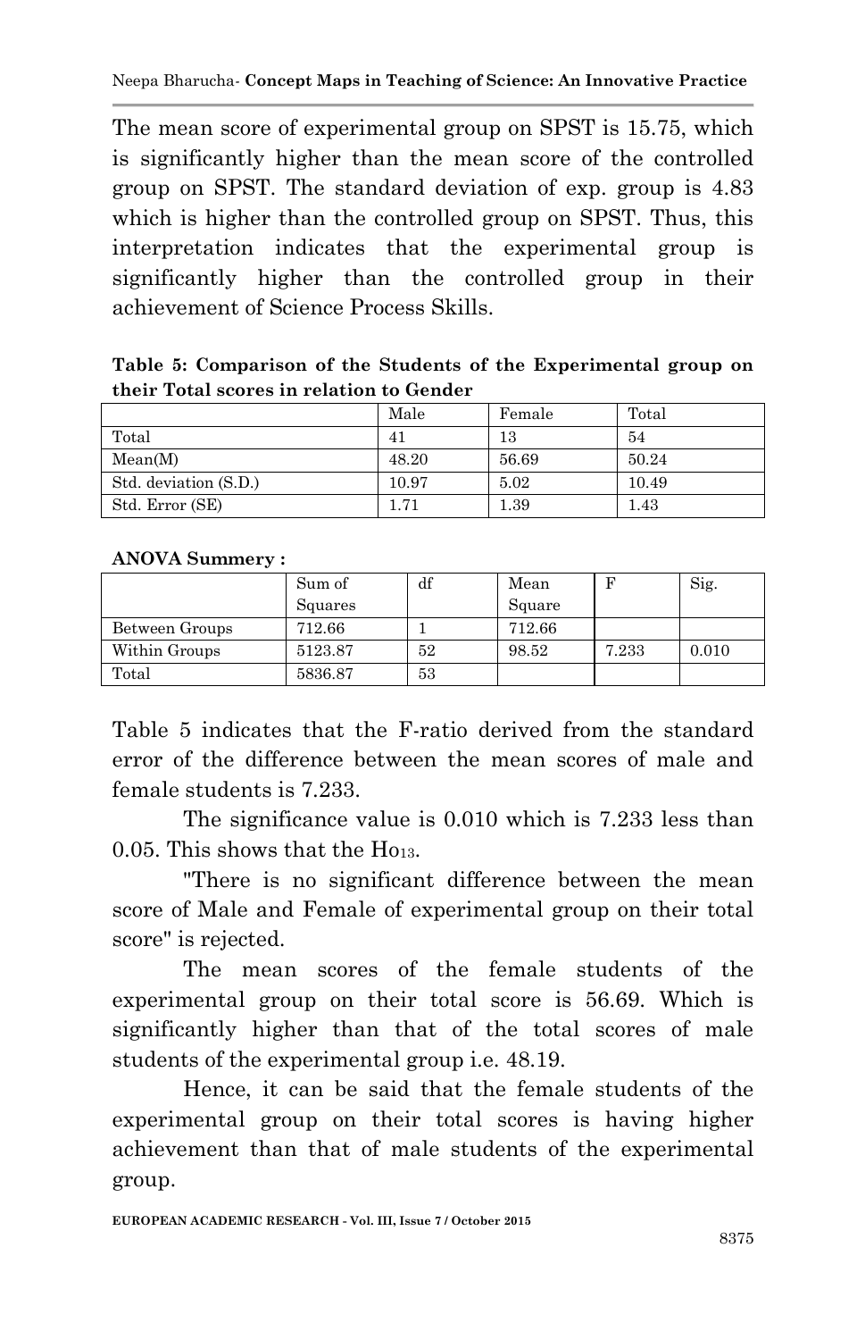The mean score of experimental group on SPST is 15.75, which is significantly higher than the mean score of the controlled group on SPST. The standard deviation of exp. group is 4.83 which is higher than the controlled group on SPST. Thus, this interpretation indicates that the experimental group is significantly higher than the controlled group in their achievement of Science Process Skills.

**Table 5: Comparison of the Students of the Experimental group on their Total scores in relation to Gender**

| | Male | Female | Total |
|---|---|---|---|
| Total | 41 | 13 | 54 |
| Mean(M) | 48.20 | 56.69 | 50.24 |
| Std. deviation (S.D.) | 10.97 | 5.02 | 10.49 |
| Std. Error (SE) | 1.71 | 1.39 | 1.43 |

**ANOVA Summery :**

| | Sum of Squares | df | Mean Square | F | Sig. |
|---|---|---|---|---|---|
| Between Groups | 712.66 | 1 | 712.66 | | |
| Within Groups | 5123.87 | 52 | 98.52 | 7.233 | 0.010 |
| Total | 5836.87 | 53 | | | |

Table 5 indicates that the F-ratio derived from the standard error of the difference between the mean scores of male and female students is 7.233.

The significance value is 0.010 which is 7.233 less than 0.05. This shows that the $Ho_{13}$.

"There is no significant difference between the mean score of Male and Female of experimental group on their total score" is rejected.

The mean scores of the female students of the experimental group on their total score is 56.69. Which is significantly higher than that of the total scores of male students of the experimental group i.e. 48.19.

Hence, it can be said that the female students of the experimental group on their total scores is having higher achievement than that of male students of the experimental group.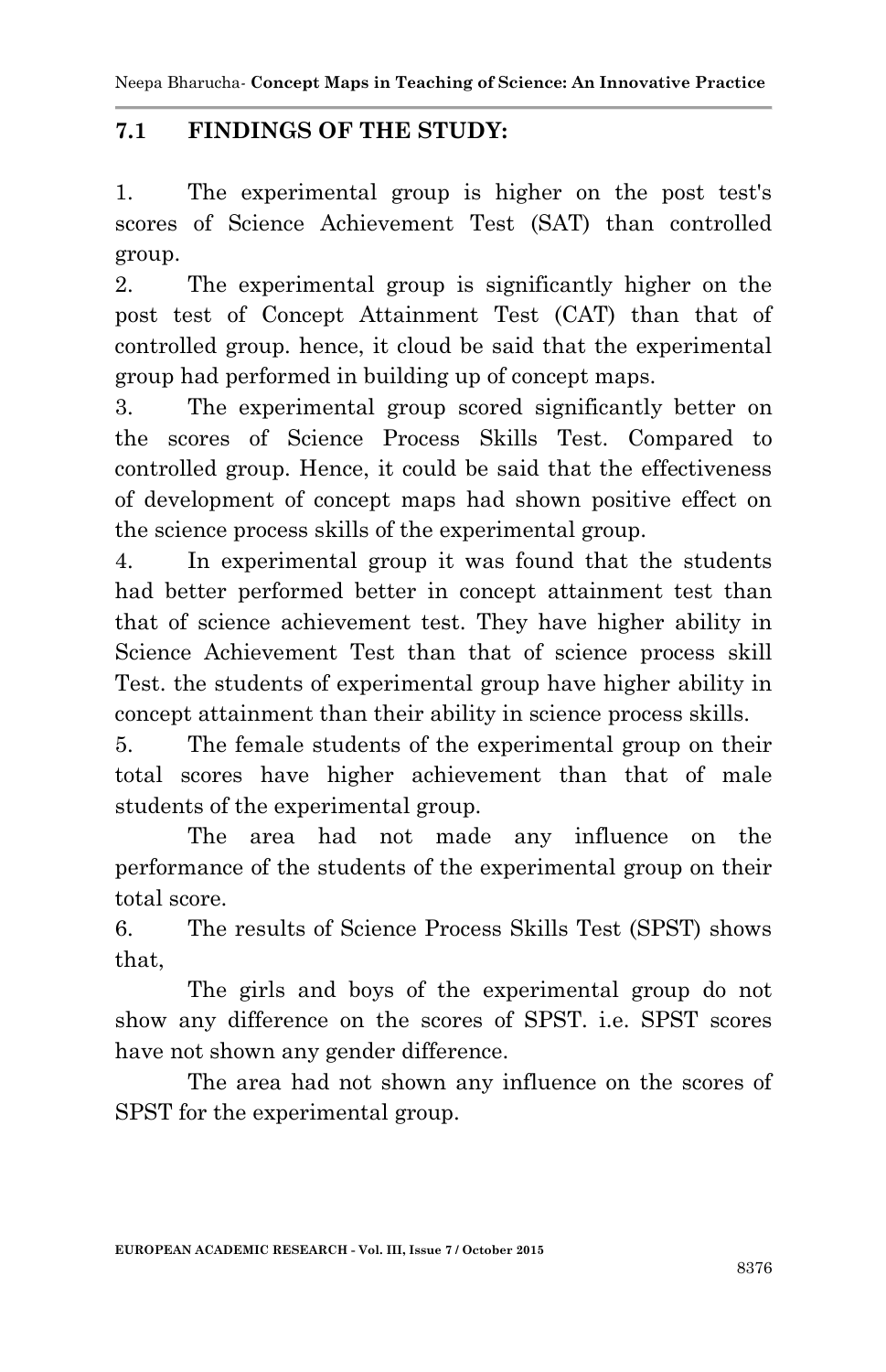## 7.1 FINDINGS OF THE STUDY:

1. The experimental group is higher on the post test's scores of Science Achievement Test (SAT) than controlled group.
2. The experimental group is significantly higher on the post test of Concept Attainment Test (CAT) than that of controlled group. hence, it cloud be said that the experimental group had performed in building up of concept maps.
3. The experimental group scored significantly better on the scores of Science Process Skills Test. Compared to controlled group. Hence, it could be said that the effectiveness of development of concept maps had shown positive effect on the science process skills of the experimental group.
4. In experimental group it was found that the students had better performed better in concept attainment test than that of science achievement test. They have higher ability in Science Achievement Test than that of science process skill Test. the students of experimental group have higher ability in concept attainment than their ability in science process skills.
5. The female students of the experimental group on their total scores have higher achievement than that of male students of the experimental group.

   The area had not made any influence on the performance of the students of the experimental group on their total score.
6. The results of Science Process Skills Test (SPST) shows that,

   The girls and boys of the experimental group do not show any difference on the scores of SPST. i.e. SPST scores have not shown any gender difference.

   The area had not shown any influence on the scores of SPST for the experimental group.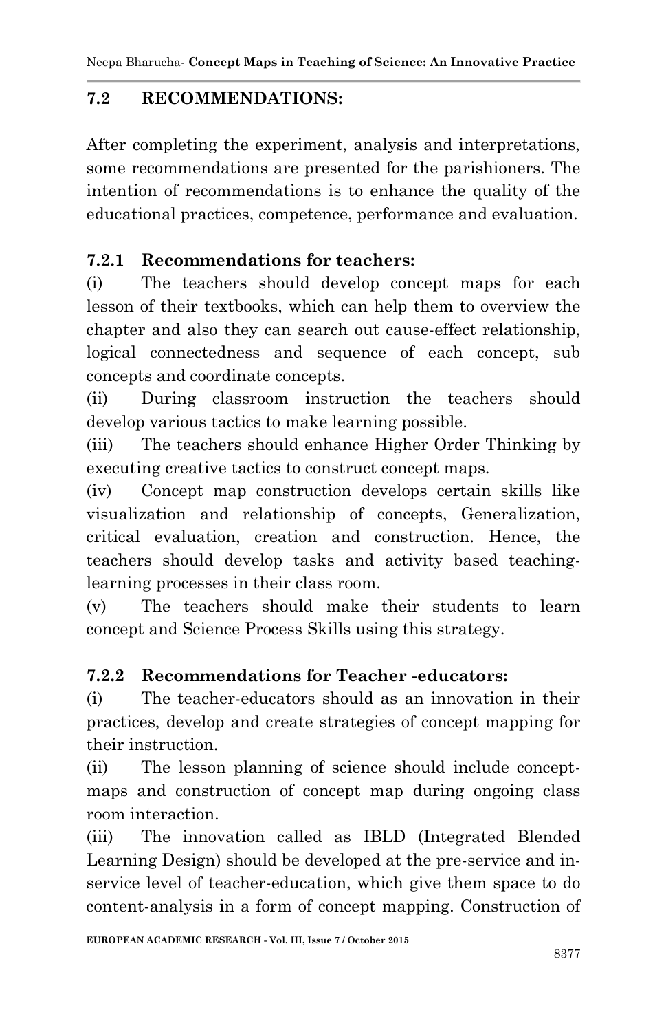## 7.2 RECOMMENDATIONS:

After completing the experiment, analysis and interpretations, some recommendations are presented for the parishioners. The intention of recommendations is to enhance the quality of the educational practices, competence, performance and evaluation.

### 7.2.1 Recommendations for teachers:

(i) The teachers should develop concept maps for each lesson of their textbooks, which can help them to overview the chapter and also they can search out cause-effect relationship, logical connectedness and sequence of each concept, sub concepts and coordinate concepts.

(ii) During classroom instruction the teachers should develop various tactics to make learning possible.

(iii) The teachers should enhance Higher Order Thinking by executing creative tactics to construct concept maps.

(iv) Concept map construction develops certain skills like visualization and relationship of concepts, Generalization, critical evaluation, creation and construction. Hence, the teachers should develop tasks and activity based teaching-learning processes in their class room.

(v) The teachers should make their students to learn concept and Science Process Skills using this strategy.

### 7.2.2 Recommendations for Teacher -educators:

(i) The teacher-educators should as an innovation in their practices, develop and create strategies of concept mapping for their instruction.

(ii) The lesson planning of science should include concept-maps and construction of concept map during ongoing class room interaction.

(iii) The innovation called as IBLD (Integrated Blended Learning Design) should be developed at the pre-service and in-service level of teacher-education, which give them space to do content-analysis in a form of concept mapping. Construction of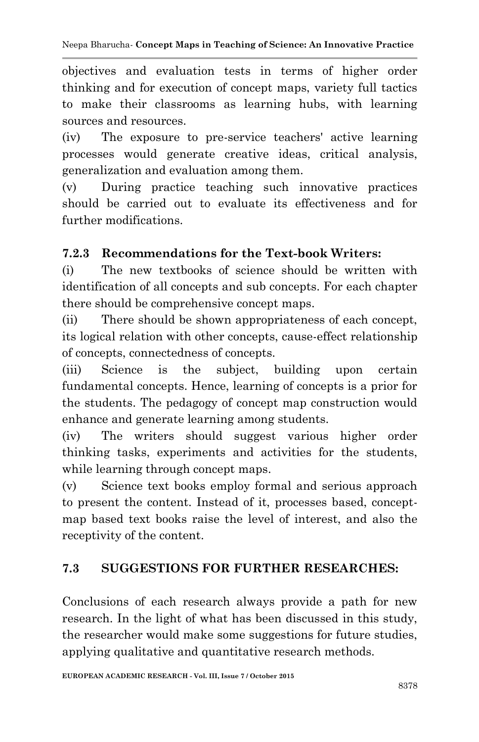objectives and evaluation tests in terms of higher order thinking and for execution of concept maps, variety full tactics to make their classrooms as learning hubs, with learning sources and resources.

(iv) The exposure to pre-service teachers' active learning processes would generate creative ideas, critical analysis, generalization and evaluation among them.

(v) During practice teaching such innovative practices should be carried out to evaluate its effectiveness and for further modifications.

### 7.2.3 Recommendations for the Text-book Writers:

(i) The new textbooks of science should be written with identification of all concepts and sub concepts. For each chapter there should be comprehensive concept maps.

(ii) There should be shown appropriateness of each concept, its logical relation with other concepts, cause-effect relationship of concepts, connectedness of concepts.

(iii) Science is the subject, building upon certain fundamental concepts. Hence, learning of concepts is a prior for the students. The pedagogy of concept map construction would enhance and generate learning among students.

(iv) The writers should suggest various higher order thinking tasks, experiments and activities for the students, while learning through concept maps.

(v) Science text books employ formal and serious approach to present the content. Instead of it, processes based, concept-map based text books raise the level of interest, and also the receptivity of the content.

## 7.3 SUGGESTIONS FOR FURTHER RESEARCHES:

Conclusions of each research always provide a path for new research. In the light of what has been discussed in this study, the researcher would make some suggestions for future studies, applying qualitative and quantitative research methods.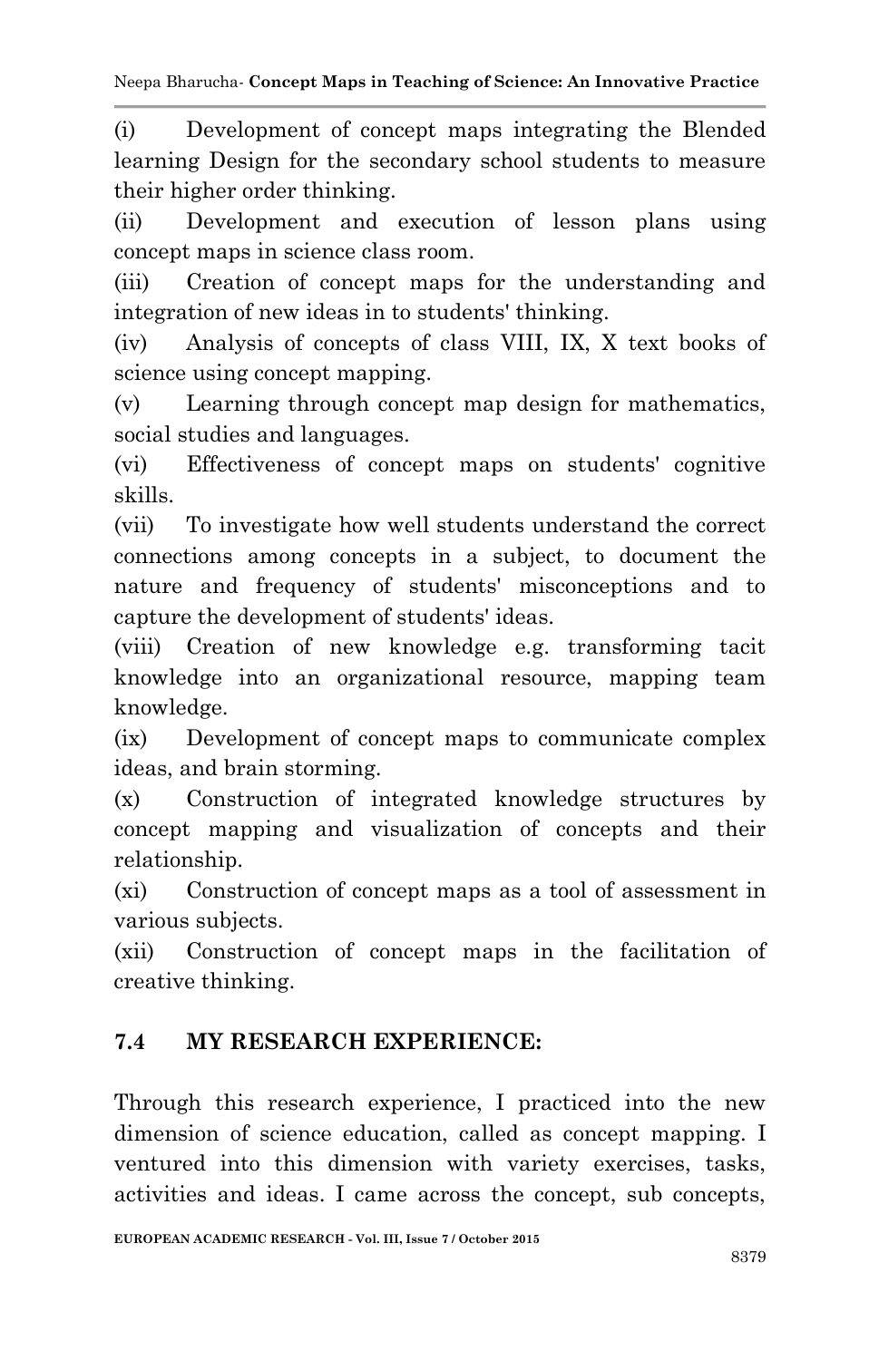(i) Development of concept maps integrating the Blended learning Design for the secondary school students to measure their higher order thinking.

(ii) Development and execution of lesson plans using concept maps in science class room.

(iii) Creation of concept maps for the understanding and integration of new ideas in to students' thinking.

(iv) Analysis of concepts of class VIII, IX, X text books of science using concept mapping.

(v) Learning through concept map design for mathematics, social studies and languages.

(vi) Effectiveness of concept maps on students' cognitive skills.

(vii) To investigate how well students understand the correct connections among concepts in a subject, to document the nature and frequency of students' misconceptions and to capture the development of students' ideas.

(viii) Creation of new knowledge e.g. transforming tacit knowledge into an organizational resource, mapping team knowledge.

(ix) Development of concept maps to communicate complex ideas, and brain storming.

(x) Construction of integrated knowledge structures by concept mapping and visualization of concepts and their relationship.

(xi) Construction of concept maps as a tool of assessment in various subjects.

(xii) Construction of concept maps in the facilitation of creative thinking.

## 7.4 MY RESEARCH EXPERIENCE:

Through this research experience, I practiced into the new dimension of science education, called as concept mapping. I ventured into this dimension with variety exercises, tasks, activities and ideas. I came across the concept, sub concepts,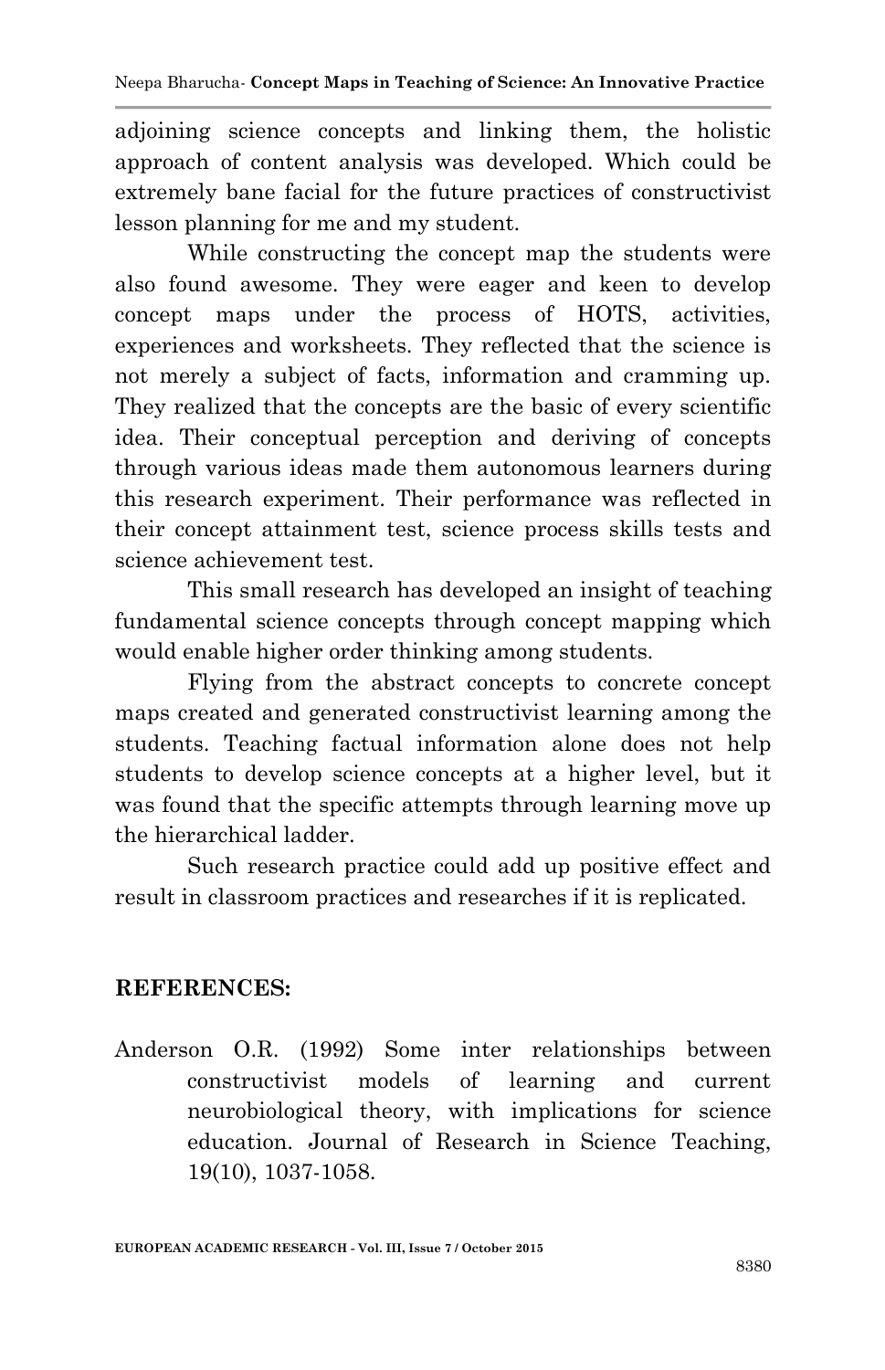adjoining science concepts and linking them, the holistic approach of content analysis was developed. Which could be extremely bane facial for the future practices of constructivist lesson planning for me and my student.

While constructing the concept map the students were also found awesome. They were eager and keen to develop concept maps under the process of HOTS, activities, experiences and worksheets. They reflected that the science is not merely a subject of facts, information and cramming up. They realized that the concepts are the basic of every scientific idea. Their conceptual perception and deriving of concepts through various ideas made them autonomous learners during this research experiment. Their performance was reflected in their concept attainment test, science process skills tests and science achievement test.

This small research has developed an insight of teaching fundamental science concepts through concept mapping which would enable higher order thinking among students.

Flying from the abstract concepts to concrete concept maps created and generated constructivist learning among the students. Teaching factual information alone does not help students to develop science concepts at a higher level, but it was found that the specific attempts through learning move up the hierarchical ladder.

Such research practice could add up positive effect and result in classroom practices and researches if it is replicated.

## REFERENCES:

Anderson O.R. (1992) Some inter relationships between constructivist models of learning and current neurobiological theory, with implications for science education. Journal of Research in Science Teaching, 19(10), 1037-1058.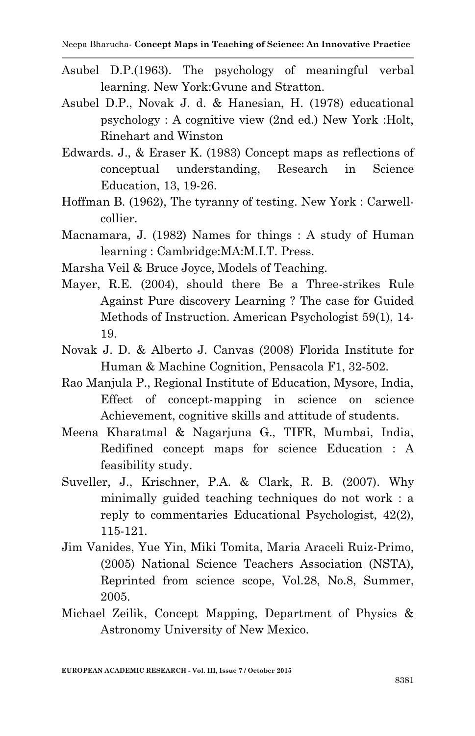Asubel D.P.(1963). The psychology of meaningful verbal learning. New York:Gvune and Stratton.

Asubel D.P., Novak J. d. & Hanesian, H. (1978) educational psychology : A cognitive view (2nd ed.) New York :Holt, Rinehart and Winston

Edwards. J., & Eraser K. (1983) Concept maps as reflections of conceptual understanding, Research in Science Education, 13, 19-26.

Hoffman B. (1962), The tyranny of testing. New York : Carwell-collier.

Macnamara, J. (1982) Names for things : A study of Human learning : Cambridge:MA:M.I.T. Press.

Marsha Veil & Bruce Joyce, Models of Teaching.

Mayer, R.E. (2004), should there Be a Three-strikes Rule Against Pure discovery Learning ? The case for Guided Methods of Instruction. American Psychologist 59(1), 14-19.

Novak J. D. & Alberto J. Canvas (2008) Florida Institute for Human & Machine Cognition, Pensacola F1, 32-502.

Rao Manjula P., Regional Institute of Education, Mysore, India, Effect of concept-mapping in science on science Achievement, cognitive skills and attitude of students.

Meena Kharatmal & Nagarjuna G., TIFR, Mumbai, India, Redifined concept maps for science Education : A feasibility study.

Suveller, J., Krischner, P.A. & Clark, R. B. (2007). Why minimally guided teaching techniques do not work : a reply to commentaries Educational Psychologist, 42(2), 115-121.

Jim Vanides, Yue Yin, Miki Tomita, Maria Araceli Ruiz-Primo, (2005) National Science Teachers Association (NSTA), Reprinted from science scope, Vol.28, No.8, Summer, 2005.

Michael Zeilik, Concept Mapping, Department of Physics & Astronomy University of New Mexico.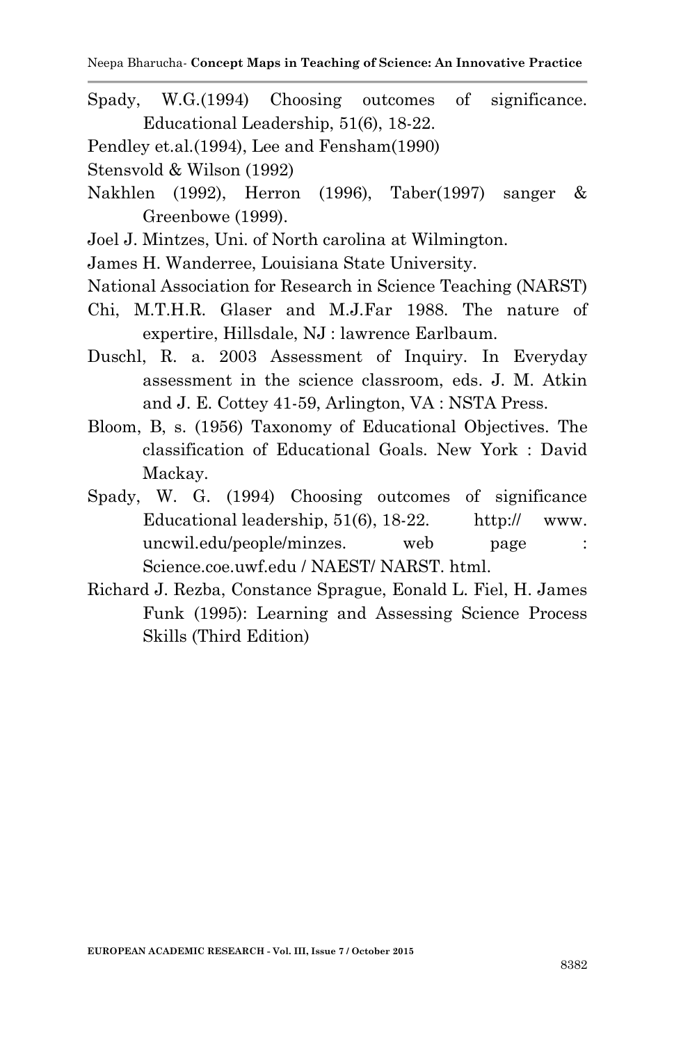Spady, W.G.(1994) Choosing outcomes of significance. Educational Leadership, 51(6), 18-22.

Pendley et.al.(1994), Lee and Fensham(1990)

Stensvold & Wilson (1992)

Nakhlen (1992), Herron (1996), Taber(1997) sanger & Greenbowe (1999).

Joel J. Mintzes, Uni. of North carolina at Wilmington.

James H. Wanderree, Louisiana State University.

National Association for Research in Science Teaching (NARST)

Chi, M.T.H.R. Glaser and M.J.Far 1988. The nature of expertire, Hillsdale, NJ : lawrence Earlbaum.

Duschl, R. a. 2003 Assessment of Inquiry. In Everyday assessment in the science classroom, eds. J. M. Atkin and J. E. Cottey 41-59, Arlington, VA : NSTA Press.

Bloom, B, s. (1956) Taxonomy of Educational Objectives. The classification of Educational Goals. New York : David Mackay.

Spady, W. G. (1994) Choosing outcomes of significance Educational leadership, 51(6), 18-22. http:// www. uncwil.edu/people/minzes. web page : Science.coe.uwf.edu / NAEST/ NARST. html.

Richard J. Rezba, Constance Sprague, Eonald L. Fiel, H. James Funk (1995): Learning and Assessing Science Process Skills (Third Edition)